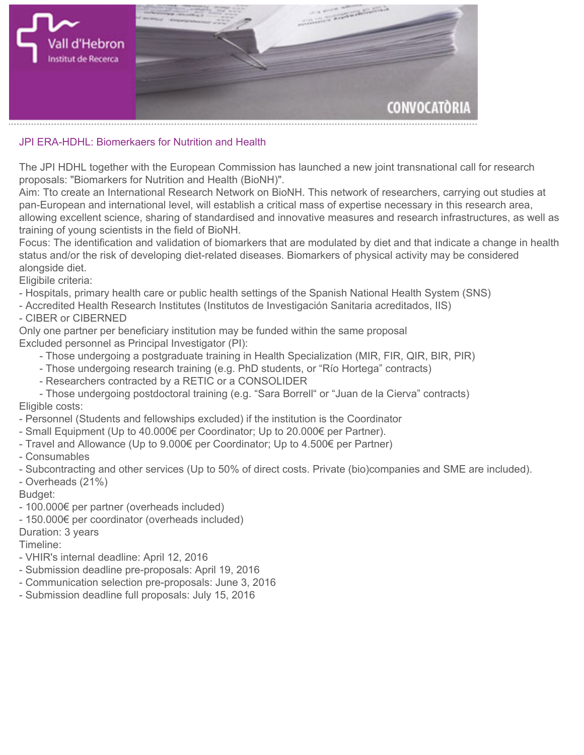Vall d'Hebron
Institut de Recerca

CONVOCATÒRIA

## JPI ERA-HDHL: Biomerkaers for Nutrition and Health

The JPI HDHL together with the European Commission has launched a new joint transnational call for research proposals: "Biomarkers for Nutrition and Health (BioNH)".

Aim: Tto create an International Research Network on BioNH. This network of researchers, carrying out studies at pan-European and international level, will establish a critical mass of expertise necessary in this research area, allowing excellent science, sharing of standardised and innovative measures and research infrastructures, as well as training of young scientists in the field of BioNH.

Focus: The identification and validation of biomarkers that are modulated by diet and that indicate a change in health status and/or the risk of developing diet-related diseases. Biomarkers of physical activity may be considered alongside diet.

Eligibile criteria:

- Hospitals, primary health care or public health settings of the Spanish National Health System (SNS)
- Accredited Health Research Institutes (Institutos de Investigación Sanitaria acreditados, IIS)
- CIBER or CIBERNED

Only one partner per beneficiary institution may be funded within the same proposal

Excluded personnel as Principal Investigator (PI):

- Those undergoing a postgraduate training in Health Specialization (MIR, FIR, QIR, BIR, PIR)
- Those undergoing research training (e.g. PhD students, or "Río Hortega" contracts)
- Researchers contracted by a RETIC or a CONSOLIDER
- Those undergoing postdoctoral training (e.g. "Sara Borrell" or "Juan de la Cierva" contracts)

Eligible costs:

- Personnel (Students and fellowships excluded) if the institution is the Coordinator
- Small Equipment (Up to 40.000€ per Coordinator; Up to 20.000€ per Partner).
- Travel and Allowance (Up to 9.000€ per Coordinator; Up to 4.500€ per Partner)
- Consumables
- Subcontracting and other services (Up to 50% of direct costs. Private (bio)companies and SME are included).
- Overheads (21%)

Budget:

- 100.000€ per partner (overheads included)
- 150.000€ per coordinator (overheads included)

Duration: 3 years

Timeline:

- VHIR's internal deadline: April 12, 2016
- Submission deadline pre-proposals: April 19, 2016
- Communication selection pre-proposals: June 3, 2016
- Submission deadline full proposals: July 15, 2016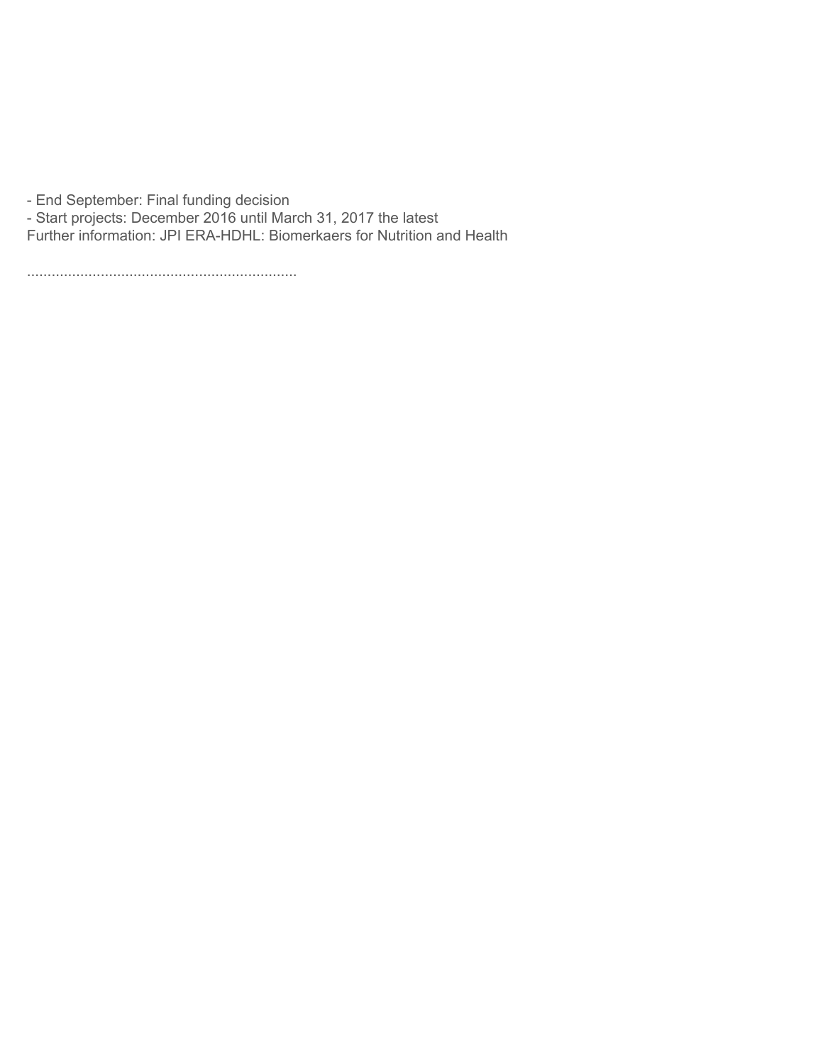- End September: Final funding decision
- Start projects: December 2016 until March 31, 2017 the latest

Further information: JPI ERA-HDHL: Biomerkaers for Nutrition and Health

.................................................................